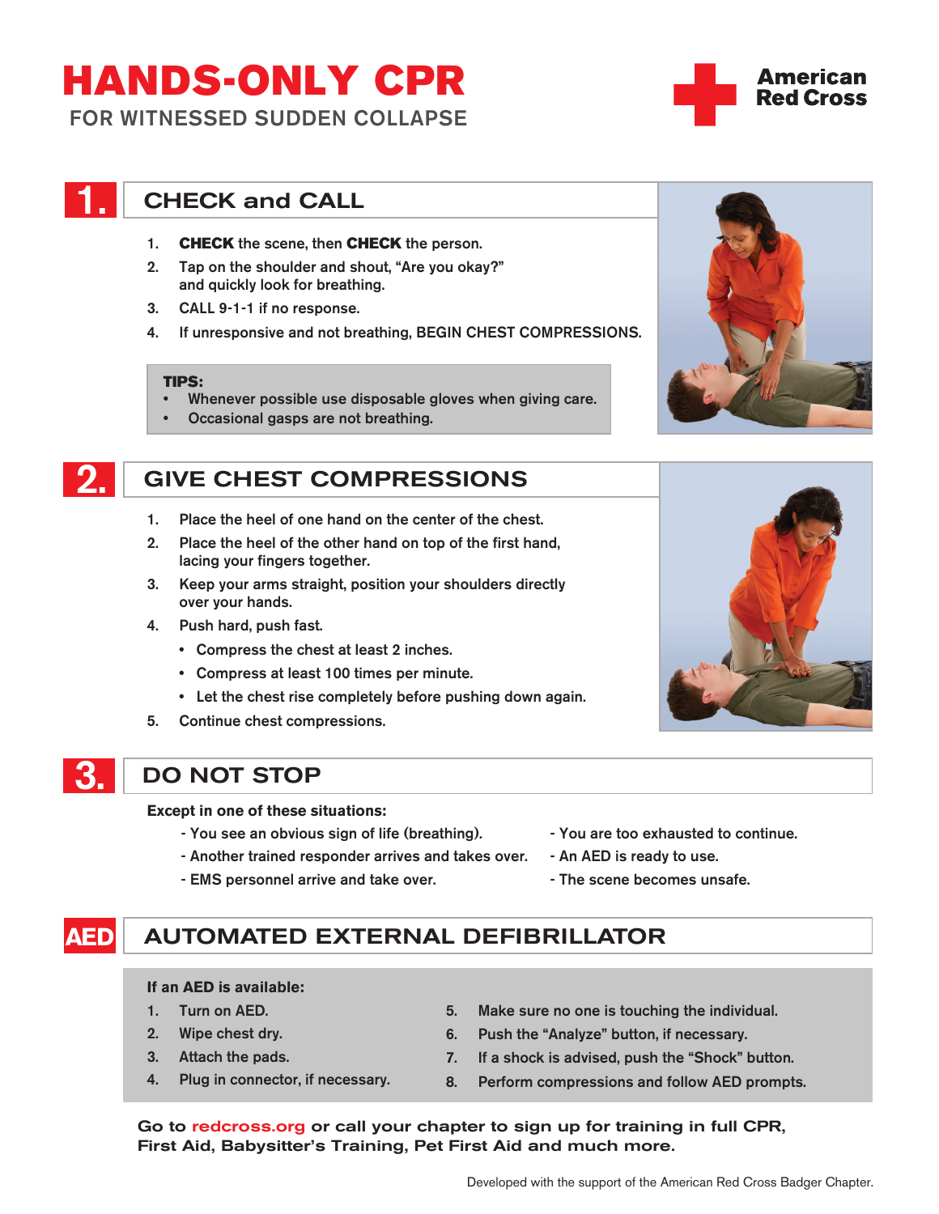# HANDS-ONLY CPR

FOR WITNESSED SUDDEN COLLAPSE

American Red Cross

## 1. CHECK and CALL

1. **CHECK** the scene, then **CHECK** the person.
2. Tap on the shoulder and shout, "Are you okay?" and quickly look for breathing.
3. CALL 9-1-1 if no response.
4. If unresponsive and not breathing, BEGIN CHEST COMPRESSIONS.

**TIPS:**
- Whenever possible use disposable gloves when giving care.
- Occasional gasps are not breathing.

## 2. GIVE CHEST COMPRESSIONS

1. Place the heel of one hand on the center of the chest.
2. Place the heel of the other hand on top of the first hand, lacing your fingers together.
3. Keep your arms straight, position your shoulders directly over your hands.
4. Push hard, push fast.
   - Compress the chest at least 2 inches.
   - Compress at least 100 times per minute.
   - Let the chest rise completely before pushing down again.
5. Continue chest compressions.

## 3. DO NOT STOP

**Except in one of these situations:**

- You see an obvious sign of life (breathing).
- Another trained responder arrives and takes over.
- EMS personnel arrive and take over.
- You are too exhausted to continue.
- An AED is ready to use.
- The scene becomes unsafe.

## AED AUTOMATED EXTERNAL DEFIBRILLATOR

**If an AED is available:**

1. Turn on AED.
2. Wipe chest dry.
3. Attach the pads.
4. Plug in connector, if necessary.
5. Make sure no one is touching the individual.
6. Push the "Analyze" button, if necessary.
7. If a shock is advised, push the "Shock" button.
8. Perform compressions and follow AED prompts.

**Go to redcross.org or call your chapter to sign up for training in full CPR, First Aid, Babysitter's Training, Pet First Aid and much more.**

Developed with the support of the American Red Cross Badger Chapter.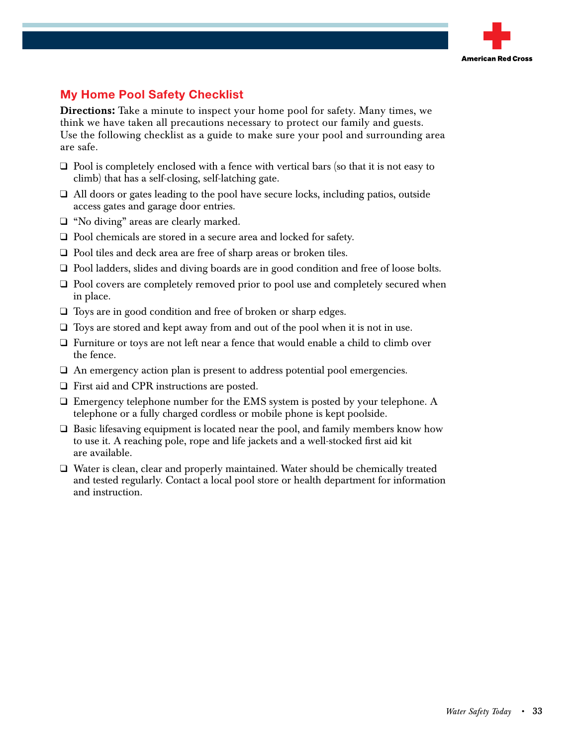## My Home Pool Safety Checklist

**Directions:** Take a minute to inspect your home pool for safety. Many times, we think we have taken all precautions necessary to protect our family and guests. Use the following checklist as a guide to make sure your pool and surrounding area are safe.

- ❑ Pool is completely enclosed with a fence with vertical bars (so that it is not easy to climb) that has a self-closing, self-latching gate.
- ❑ All doors or gates leading to the pool have secure locks, including patios, outside access gates and garage door entries.
- ❑ "No diving" areas are clearly marked.
- ❑ Pool chemicals are stored in a secure area and locked for safety.
- ❑ Pool tiles and deck area are free of sharp areas or broken tiles.
- ❑ Pool ladders, slides and diving boards are in good condition and free of loose bolts.
- ❑ Pool covers are completely removed prior to pool use and completely secured when in place.
- ❑ Toys are in good condition and free of broken or sharp edges.
- ❑ Toys are stored and kept away from and out of the pool when it is not in use.
- ❑ Furniture or toys are not left near a fence that would enable a child to climb over the fence.
- ❑ An emergency action plan is present to address potential pool emergencies.
- ❑ First aid and CPR instructions are posted.
- ❑ Emergency telephone number for the EMS system is posted by your telephone. A telephone or a fully charged cordless or mobile phone is kept poolside.
- ❑ Basic lifesaving equipment is located near the pool, and family members know how to use it. A reaching pole, rope and life jackets and a well-stocked first aid kit are available.
- ❑ Water is clean, clear and properly maintained. Water should be chemically treated and tested regularly. Contact a local pool store or health department for information and instruction.